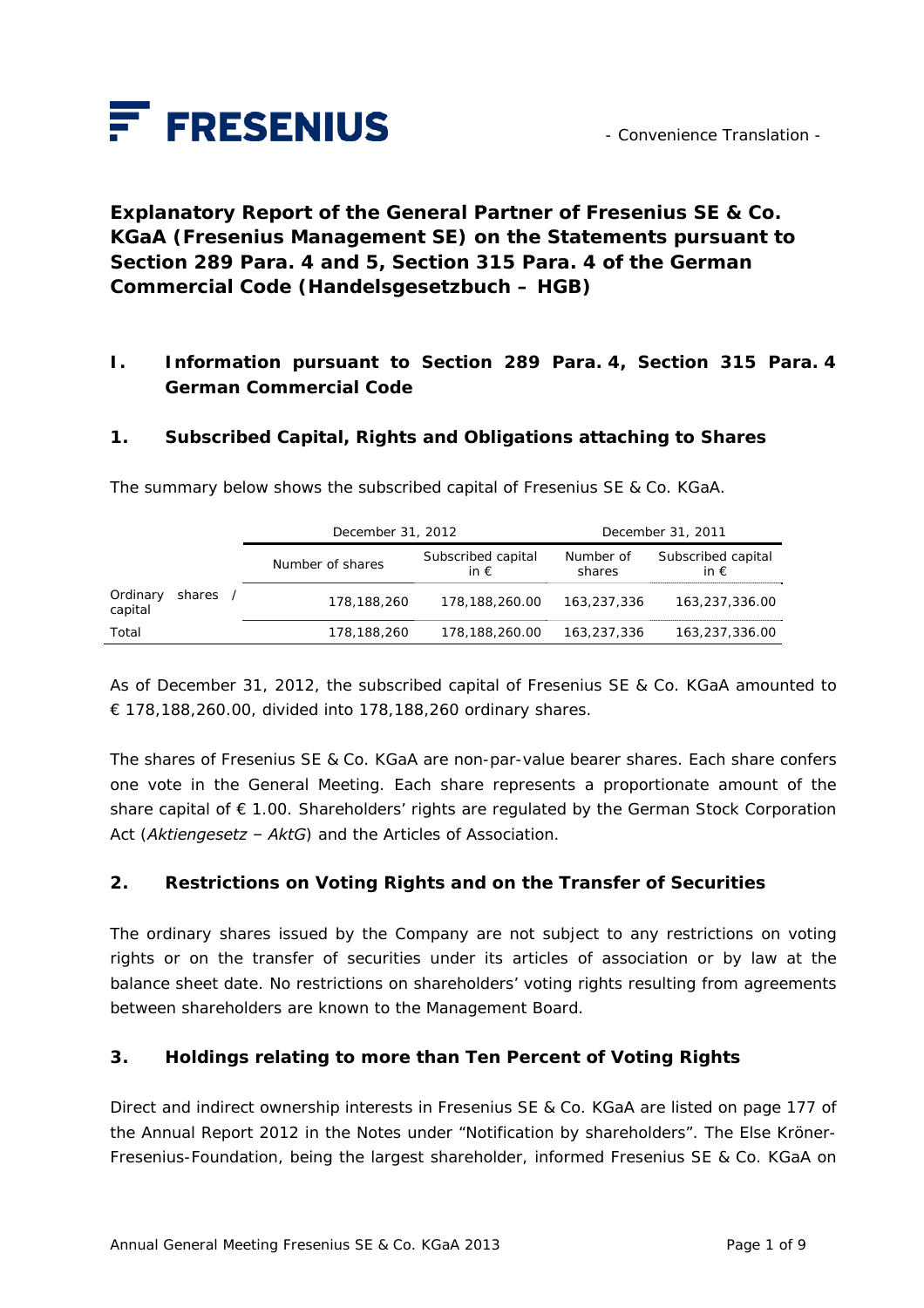FRESENIUS

- Convenience Translation -

# Explanatory Report of the General Partner of Fresenius SE & Co. KGaA (Fresenius Management SE) on the Statements pursuant to Section 289 Para. 4 and 5, Section 315 Para. 4 of the German Commercial Code (Handelsgesetzbuch – HGB)

## I. Information pursuant to Section 289 Para. 4, Section 315 Para. 4 German Commercial Code

### 1. Subscribed Capital, Rights and Obligations attaching to Shares

The summary below shows the subscribed capital of Fresenius SE & Co. KGaA.

| | December 31, 2012 | | December 31, 2011 | |
|---|---|---|---|---|
| | Number of shares | Subscribed capital in € | Number of shares | Subscribed capital in € |
| Ordinary shares / capital | 178,188,260 | 178,188,260.00 | 163,237,336 | 163,237,336.00 |
| Total | 178,188,260 | 178,188,260.00 | 163,237,336 | 163,237,336.00 |

As of December 31, 2012, the subscribed capital of Fresenius SE & Co. KGaA amounted to € 178,188,260.00, divided into 178,188,260 ordinary shares.

The shares of Fresenius SE & Co. KGaA are non-par-value bearer shares. Each share confers one vote in the General Meeting. Each share represents a proportionate amount of the share capital of € 1.00. Shareholders' rights are regulated by the German Stock Corporation Act (*Aktiengesetz – AktG*) and the Articles of Association.

### 2. Restrictions on Voting Rights and on the Transfer of Securities

The ordinary shares issued by the Company are not subject to any restrictions on voting rights or on the transfer of securities under its articles of association or by law at the balance sheet date. No restrictions on shareholders' voting rights resulting from agreements between shareholders are known to the Management Board.

### 3. Holdings relating to more than Ten Percent of Voting Rights

Direct and indirect ownership interests in Fresenius SE & Co. KGaA are listed on page 177 of the Annual Report 2012 in the Notes under "Notification by shareholders". The Else Kröner-Fresenius-Foundation, being the largest shareholder, informed Fresenius SE & Co. KGaA on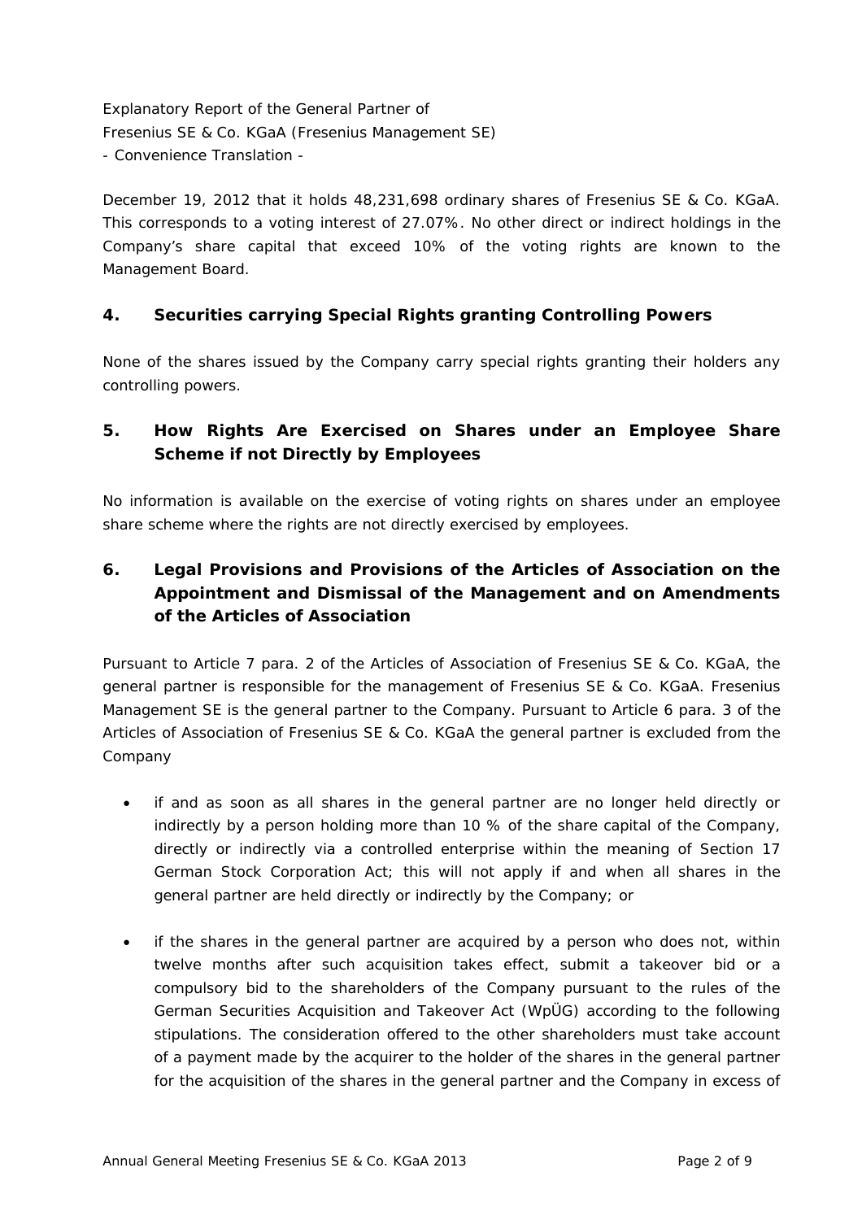December 19, 2012 that it holds 48,231,698 ordinary shares of Fresenius SE & Co. KGaA. This corresponds to a voting interest of 27.07%. No other direct or indirect holdings in the Company's share capital that exceed 10% of the voting rights are known to the Management Board.

## 4. Securities carrying Special Rights granting Controlling Powers

None of the shares issued by the Company carry special rights granting their holders any controlling powers.

## 5. How Rights Are Exercised on Shares under an Employee Share Scheme if not Directly by Employees

No information is available on the exercise of voting rights on shares under an employee share scheme where the rights are not directly exercised by employees.

## 6. Legal Provisions and Provisions of the Articles of Association on the Appointment and Dismissal of the Management and on Amendments of the Articles of Association

Pursuant to Article 7 para. 2 of the Articles of Association of Fresenius SE & Co. KGaA, the general partner is responsible for the management of Fresenius SE & Co. KGaA. Fresenius Management SE is the general partner to the Company. Pursuant to Article 6 para. 3 of the Articles of Association of Fresenius SE & Co. KGaA the general partner is excluded from the Company

- if and as soon as all shares in the general partner are no longer held directly or indirectly by a person holding more than 10 % of the share capital of the Company, directly or indirectly via a controlled enterprise within the meaning of Section 17 German Stock Corporation Act; this will not apply if and when all shares in the general partner are held directly or indirectly by the Company; or

- if the shares in the general partner are acquired by a person who does not, within twelve months after such acquisition takes effect, submit a takeover bid or a compulsory bid to the shareholders of the Company pursuant to the rules of the German Securities Acquisition and Takeover Act (WpÜG) according to the following stipulations. The consideration offered to the other shareholders must take account of a payment made by the acquirer to the holder of the shares in the general partner for the acquisition of the shares in the general partner and the Company in excess of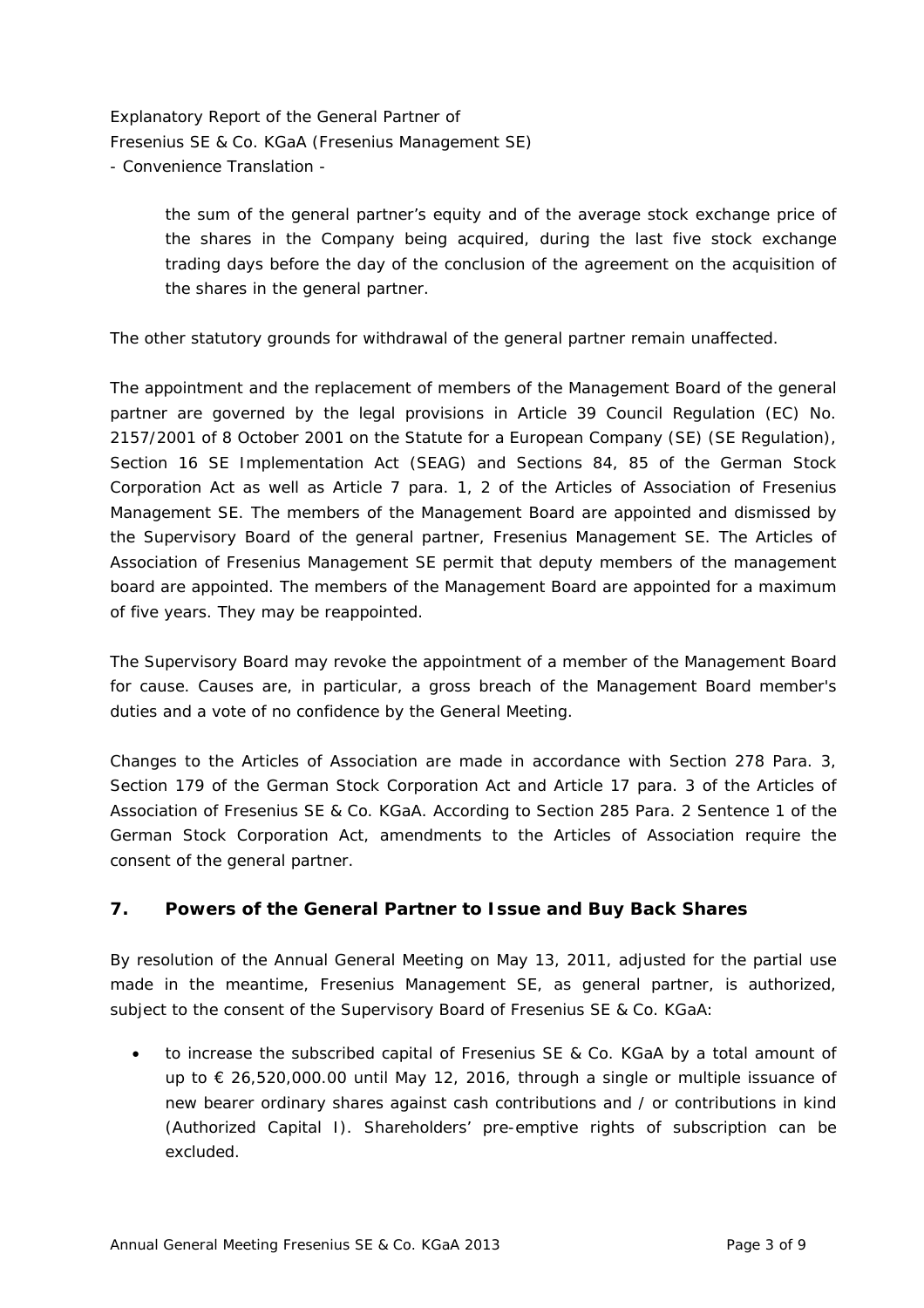the sum of the general partner's equity and of the average stock exchange price of the shares in the Company being acquired, during the last five stock exchange trading days before the day of the conclusion of the agreement on the acquisition of the shares in the general partner.

The other statutory grounds for withdrawal of the general partner remain unaffected.

The appointment and the replacement of members of the Management Board of the general partner are governed by the legal provisions in Article 39 Council Regulation (EC) No. 2157/2001 of 8 October 2001 on the Statute for a European Company (SE) (SE Regulation), Section 16 SE Implementation Act (SEAG) and Sections 84, 85 of the German Stock Corporation Act as well as Article 7 para. 1, 2 of the Articles of Association of Fresenius Management SE. The members of the Management Board are appointed and dismissed by the Supervisory Board of the general partner, Fresenius Management SE. The Articles of Association of Fresenius Management SE permit that deputy members of the management board are appointed. The members of the Management Board are appointed for a maximum of five years. They may be reappointed.

The Supervisory Board may revoke the appointment of a member of the Management Board for cause. Causes are, in particular, a gross breach of the Management Board member's duties and a vote of no confidence by the General Meeting.

Changes to the Articles of Association are made in accordance with Section 278 Para. 3, Section 179 of the German Stock Corporation Act and Article 17 para. 3 of the Articles of Association of Fresenius SE & Co. KGaA. According to Section 285 Para. 2 Sentence 1 of the German Stock Corporation Act, amendments to the Articles of Association require the consent of the general partner.

## 7. Powers of the General Partner to Issue and Buy Back Shares

By resolution of the Annual General Meeting on May 13, 2011, adjusted for the partial use made in the meantime, Fresenius Management SE, as general partner, is authorized, subject to the consent of the Supervisory Board of Fresenius SE & Co. KGaA:

- to increase the subscribed capital of Fresenius SE & Co. KGaA by a total amount of up to € 26,520,000.00 until May 12, 2016, through a single or multiple issuance of new bearer ordinary shares against cash contributions and / or contributions in kind (Authorized Capital I). Shareholders' pre-emptive rights of subscription can be excluded.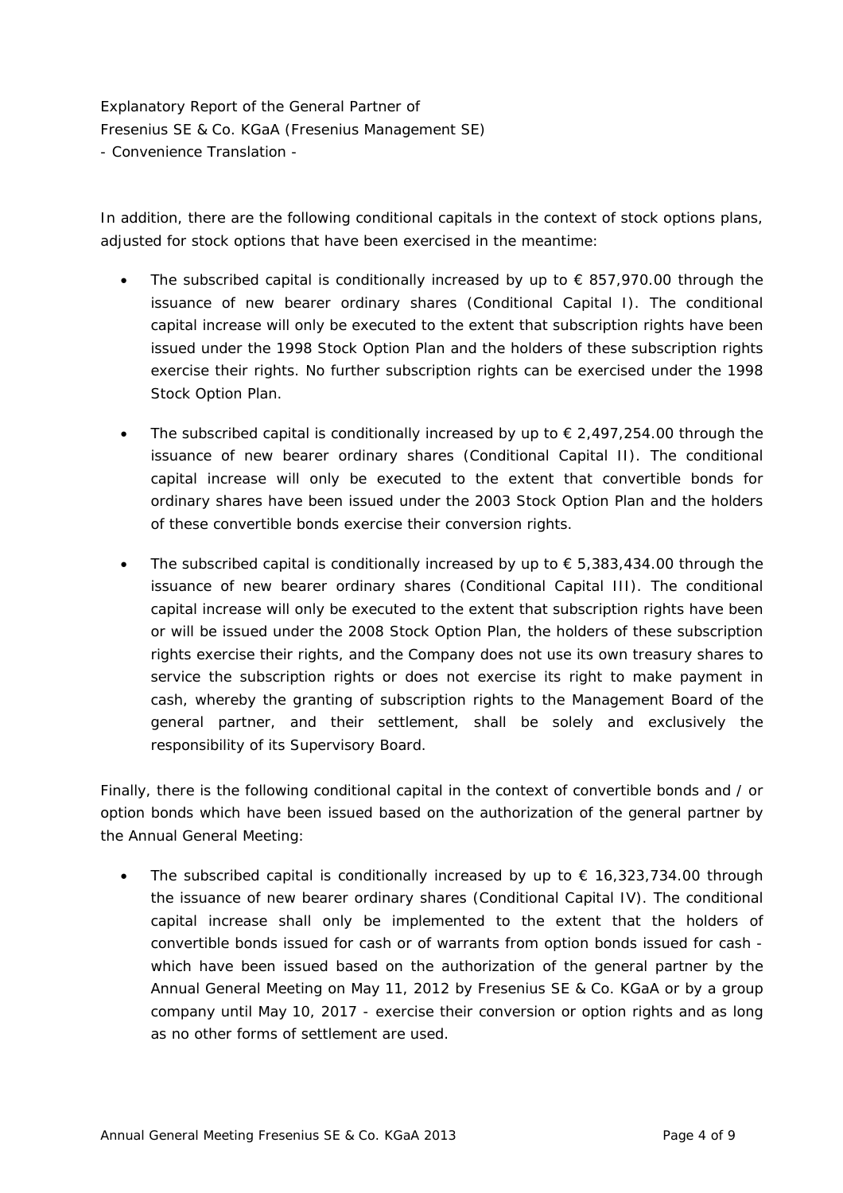Explanatory Report of the General Partner of
Fresenius SE & Co. KGaA (Fresenius Management SE)
- Convenience Translation -

In addition, there are the following conditional capitals in the context of stock options plans, adjusted for stock options that have been exercised in the meantime:

- The subscribed capital is conditionally increased by up to € 857,970.00 through the issuance of new bearer ordinary shares (Conditional Capital I). The conditional capital increase will only be executed to the extent that subscription rights have been issued under the 1998 Stock Option Plan and the holders of these subscription rights exercise their rights. No further subscription rights can be exercised under the 1998 Stock Option Plan.

- The subscribed capital is conditionally increased by up to € 2,497,254.00 through the issuance of new bearer ordinary shares (Conditional Capital II). The conditional capital increase will only be executed to the extent that convertible bonds for ordinary shares have been issued under the 2003 Stock Option Plan and the holders of these convertible bonds exercise their conversion rights.

- The subscribed capital is conditionally increased by up to € 5,383,434.00 through the issuance of new bearer ordinary shares (Conditional Capital III). The conditional capital increase will only be executed to the extent that subscription rights have been or will be issued under the 2008 Stock Option Plan, the holders of these subscription rights exercise their rights, and the Company does not use its own treasury shares to service the subscription rights or does not exercise its right to make payment in cash, whereby the granting of subscription rights to the Management Board of the general partner, and their settlement, shall be solely and exclusively the responsibility of its Supervisory Board.

Finally, there is the following conditional capital in the context of convertible bonds and / or option bonds which have been issued based on the authorization of the general partner by the Annual General Meeting:

- The subscribed capital is conditionally increased by up to € 16,323,734.00 through the issuance of new bearer ordinary shares (Conditional Capital IV). The conditional capital increase shall only be implemented to the extent that the holders of convertible bonds issued for cash or of warrants from option bonds issued for cash - which have been issued based on the authorization of the general partner by the Annual General Meeting on May 11, 2012 by Fresenius SE & Co. KGaA or by a group company until May 10, 2017 - exercise their conversion or option rights and as long as no other forms of settlement are used.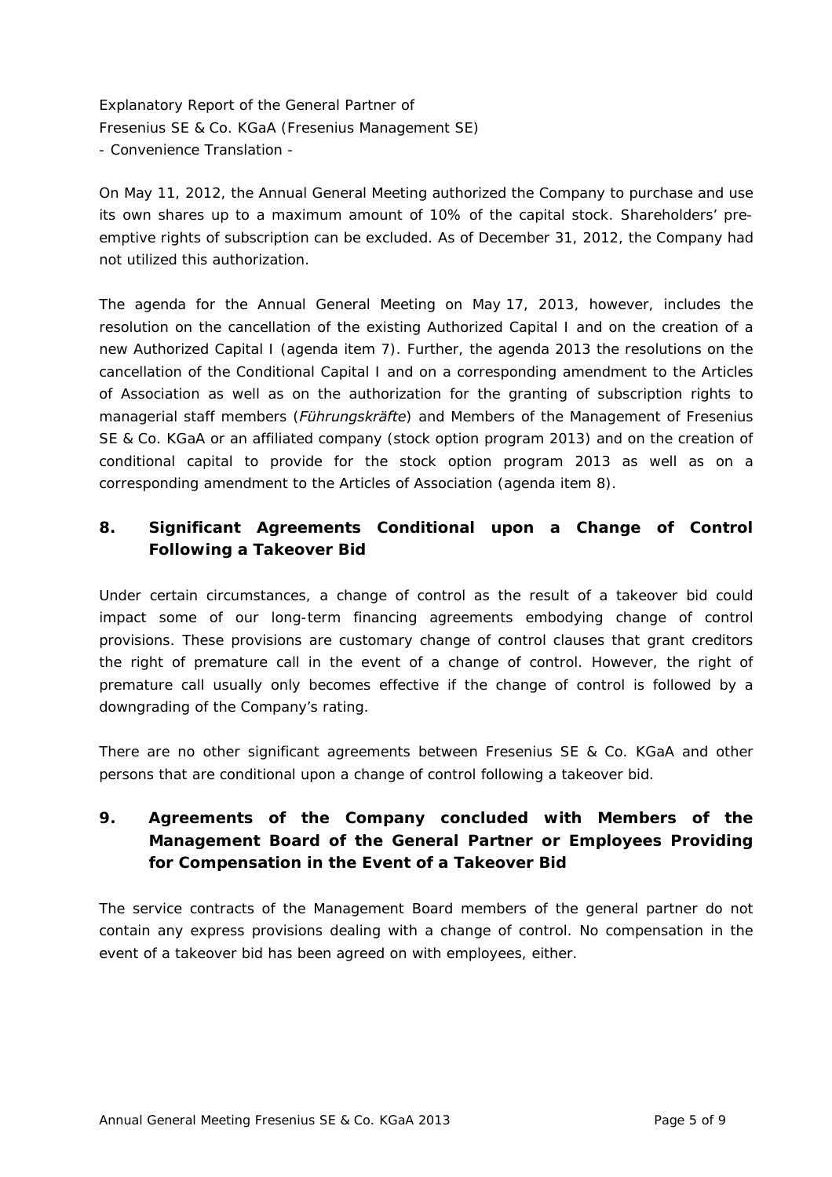Explanatory Report of the General Partner of
Fresenius SE & Co. KGaA (Fresenius Management SE)
- Convenience Translation -

On May 11, 2012, the Annual General Meeting authorized the Company to purchase and use its own shares up to a maximum amount of 10% of the capital stock. Shareholders' pre-emptive rights of subscription can be excluded. As of December 31, 2012, the Company had not utilized this authorization.

The agenda for the Annual General Meeting on May 17, 2013, however, includes the resolution on the cancellation of the existing Authorized Capital I and on the creation of a new Authorized Capital I (agenda item 7). Further, the agenda 2013 the resolutions on the cancellation of the Conditional Capital I and on a corresponding amendment to the Articles of Association as well as on the authorization for the granting of subscription rights to managerial staff members (*Führungskräfte*) and Members of the Management of Fresenius SE & Co. KGaA or an affiliated company (stock option program 2013) and on the creation of conditional capital to provide for the stock option program 2013 as well as on a corresponding amendment to the Articles of Association (agenda item 8).

## 8. Significant Agreements Conditional upon a Change of Control Following a Takeover Bid

Under certain circumstances, a change of control as the result of a takeover bid could impact some of our long-term financing agreements embodying change of control provisions. These provisions are customary change of control clauses that grant creditors the right of premature call in the event of a change of control. However, the right of premature call usually only becomes effective if the change of control is followed by a downgrading of the Company's rating.

There are no other significant agreements between Fresenius SE & Co. KGaA and other persons that are conditional upon a change of control following a takeover bid.

## 9. Agreements of the Company concluded with Members of the Management Board of the General Partner or Employees Providing for Compensation in the Event of a Takeover Bid

The service contracts of the Management Board members of the general partner do not contain any express provisions dealing with a change of control. No compensation in the event of a takeover bid has been agreed on with employees, either.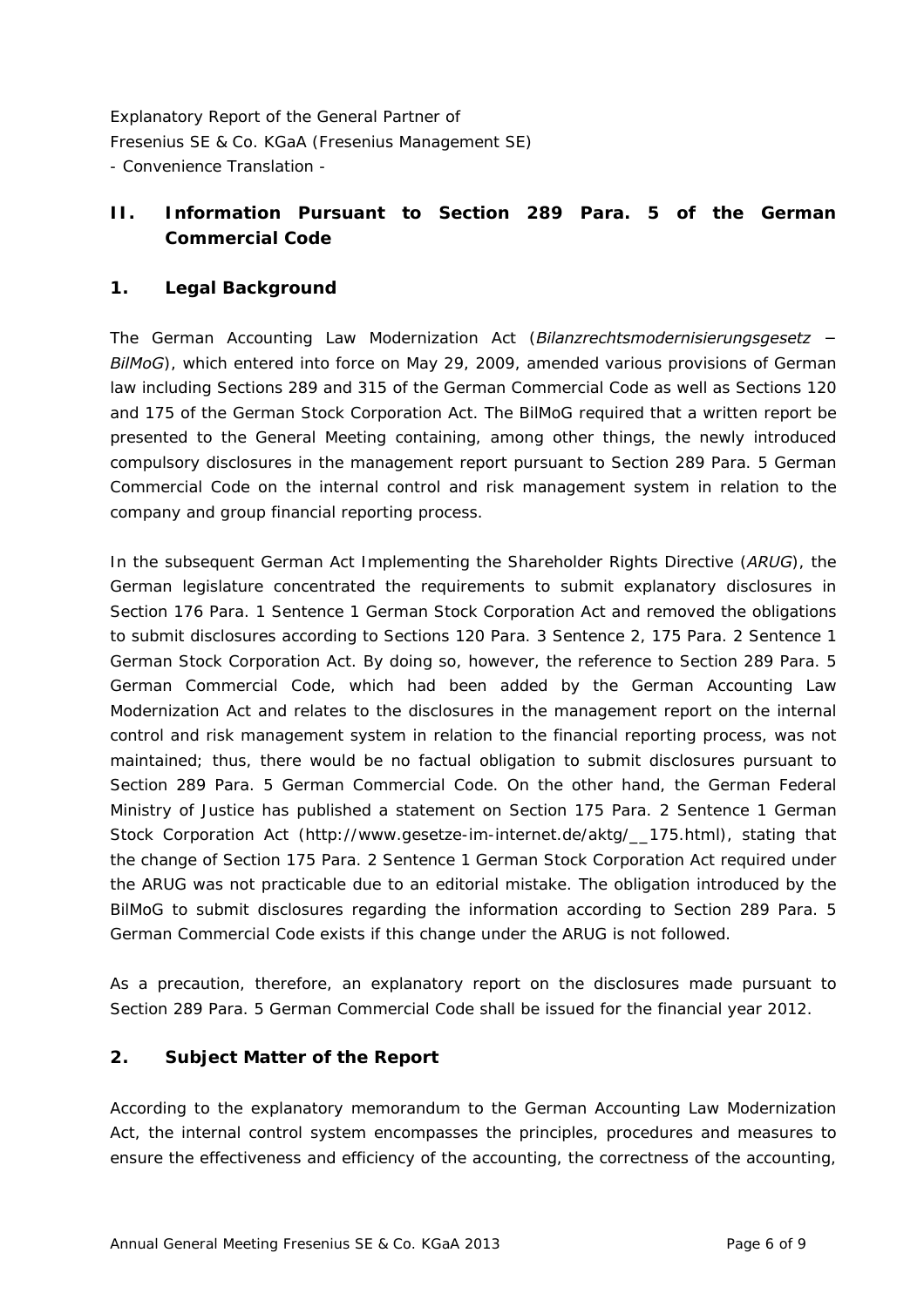Explanatory Report of the General Partner of
Fresenius SE & Co. KGaA (Fresenius Management SE)
- Convenience Translation -

## II. Information Pursuant to Section 289 Para. 5 of the German Commercial Code

### 1. Legal Background

The German Accounting Law Modernization Act (*Bilanzrechtsmodernisierungsgesetz – BilMoG*), which entered into force on May 29, 2009, amended various provisions of German law including Sections 289 and 315 of the German Commercial Code as well as Sections 120 and 175 of the German Stock Corporation Act. The BilMoG required that a written report be presented to the General Meeting containing, among other things, the newly introduced compulsory disclosures in the management report pursuant to Section 289 Para. 5 German Commercial Code on the internal control and risk management system in relation to the company and group financial reporting process.

In the subsequent German Act Implementing the Shareholder Rights Directive (*ARUG*), the German legislature concentrated the requirements to submit explanatory disclosures in Section 176 Para. 1 Sentence 1 German Stock Corporation Act and removed the obligations to submit disclosures according to Sections 120 Para. 3 Sentence 2, 175 Para. 2 Sentence 1 German Stock Corporation Act. By doing so, however, the reference to Section 289 Para. 5 German Commercial Code, which had been added by the German Accounting Law Modernization Act and relates to the disclosures in the management report on the internal control and risk management system in relation to the financial reporting process, was not maintained; thus, there would be no factual obligation to submit disclosures pursuant to Section 289 Para. 5 German Commercial Code. On the other hand, the German Federal Ministry of Justice has published a statement on Section 175 Para. 2 Sentence 1 German Stock Corporation Act (http://www.gesetze-im-internet.de/aktg/__175.html), stating that the change of Section 175 Para. 2 Sentence 1 German Stock Corporation Act required under the ARUG was not practicable due to an editorial mistake. The obligation introduced by the BilMoG to submit disclosures regarding the information according to Section 289 Para. 5 German Commercial Code exists if this change under the ARUG is not followed.

As a precaution, therefore, an explanatory report on the disclosures made pursuant to Section 289 Para. 5 German Commercial Code shall be issued for the financial year 2012.

### 2. Subject Matter of the Report

According to the explanatory memorandum to the German Accounting Law Modernization Act, the internal control system encompasses the principles, procedures and measures to ensure the effectiveness and efficiency of the accounting, the correctness of the accounting,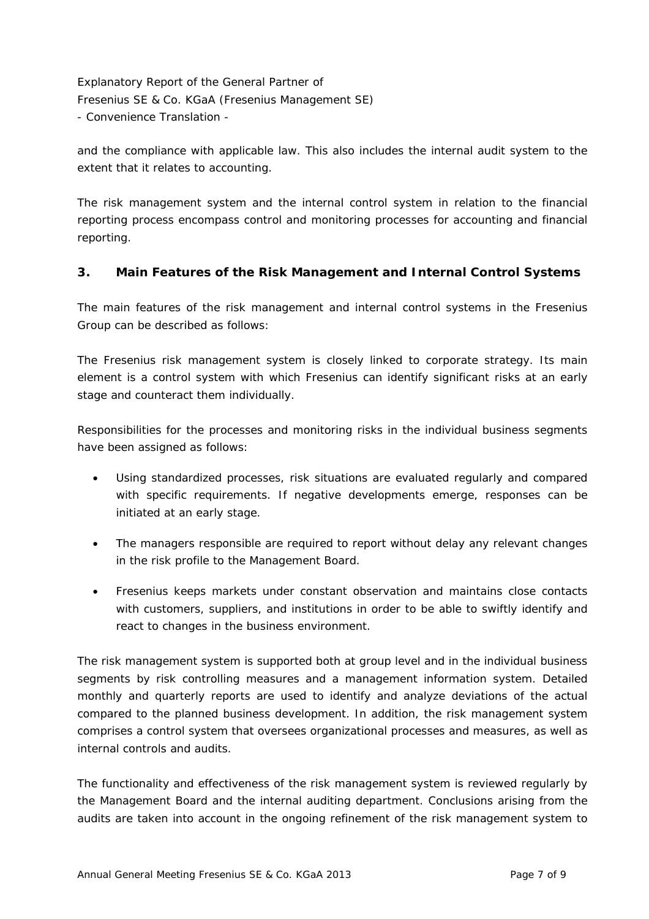and the compliance with applicable law. This also includes the internal audit system to the extent that it relates to accounting.

The risk management system and the internal control system in relation to the financial reporting process encompass control and monitoring processes for accounting and financial reporting.

## 3. Main Features of the Risk Management and Internal Control Systems

The main features of the risk management and internal control systems in the Fresenius Group can be described as follows:

The Fresenius risk management system is closely linked to corporate strategy. Its main element is a control system with which Fresenius can identify significant risks at an early stage and counteract them individually.

Responsibilities for the processes and monitoring risks in the individual business segments have been assigned as follows:

- Using standardized processes, risk situations are evaluated regularly and compared with specific requirements. If negative developments emerge, responses can be initiated at an early stage.
- The managers responsible are required to report without delay any relevant changes in the risk profile to the Management Board.
- Fresenius keeps markets under constant observation and maintains close contacts with customers, suppliers, and institutions in order to be able to swiftly identify and react to changes in the business environment.

The risk management system is supported both at group level and in the individual business segments by risk controlling measures and a management information system. Detailed monthly and quarterly reports are used to identify and analyze deviations of the actual compared to the planned business development. In addition, the risk management system comprises a control system that oversees organizational processes and measures, as well as internal controls and audits.

The functionality and effectiveness of the risk management system is reviewed regularly by the Management Board and the internal auditing department. Conclusions arising from the audits are taken into account in the ongoing refinement of the risk management system to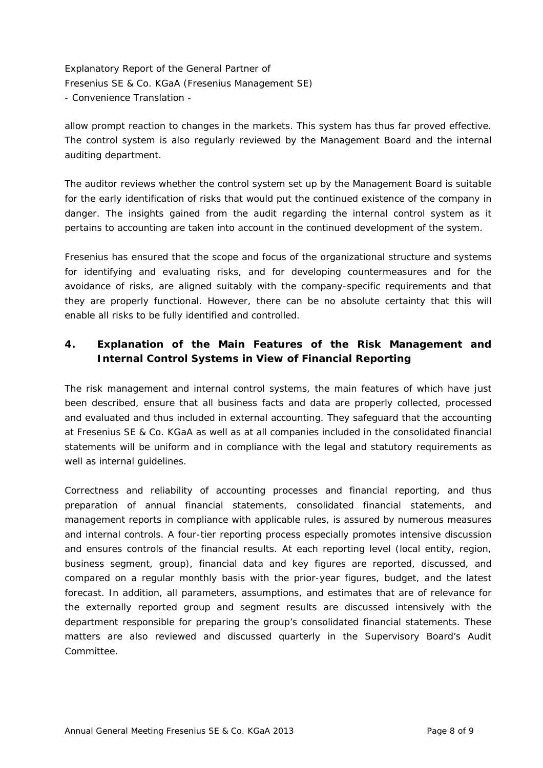allow prompt reaction to changes in the markets. This system has thus far proved effective. The control system is also regularly reviewed by the Management Board and the internal auditing department.

The auditor reviews whether the control system set up by the Management Board is suitable for the early identification of risks that would put the continued existence of the company in danger. The insights gained from the audit regarding the internal control system as it pertains to accounting are taken into account in the continued development of the system.

Fresenius has ensured that the scope and focus of the organizational structure and systems for identifying and evaluating risks, and for developing countermeasures and for the avoidance of risks, are aligned suitably with the company-specific requirements and that they are properly functional. However, there can be no absolute certainty that this will enable all risks to be fully identified and controlled.

## 4. Explanation of the Main Features of the Risk Management and Internal Control Systems in View of Financial Reporting

The risk management and internal control systems, the main features of which have just been described, ensure that all business facts and data are properly collected, processed and evaluated and thus included in external accounting. They safeguard that the accounting at Fresenius SE & Co. KGaA as well as at all companies included in the consolidated financial statements will be uniform and in compliance with the legal and statutory requirements as well as internal guidelines.

Correctness and reliability of accounting processes and financial reporting, and thus preparation of annual financial statements, consolidated financial statements, and management reports in compliance with applicable rules, is assured by numerous measures and internal controls. A four-tier reporting process especially promotes intensive discussion and ensures controls of the financial results. At each reporting level (local entity, region, business segment, group), financial data and key figures are reported, discussed, and compared on a regular monthly basis with the prior-year figures, budget, and the latest forecast. In addition, all parameters, assumptions, and estimates that are of relevance for the externally reported group and segment results are discussed intensively with the department responsible for preparing the group's consolidated financial statements. These matters are also reviewed and discussed quarterly in the Supervisory Board's Audit Committee.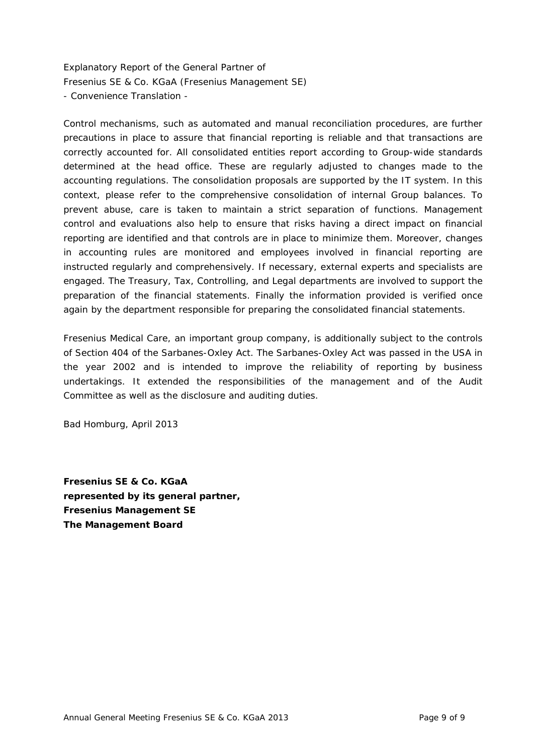Control mechanisms, such as automated and manual reconciliation procedures, are further precautions in place to assure that financial reporting is reliable and that transactions are correctly accounted for. All consolidated entities report according to Group-wide standards determined at the head office. These are regularly adjusted to changes made to the accounting regulations. The consolidation proposals are supported by the IT system. In this context, please refer to the comprehensive consolidation of internal Group balances. To prevent abuse, care is taken to maintain a strict separation of functions. Management control and evaluations also help to ensure that risks having a direct impact on financial reporting are identified and that controls are in place to minimize them. Moreover, changes in accounting rules are monitored and employees involved in financial reporting are instructed regularly and comprehensively. If necessary, external experts and specialists are engaged. The Treasury, Tax, Controlling, and Legal departments are involved to support the preparation of the financial statements. Finally the information provided is verified once again by the department responsible for preparing the consolidated financial statements.

Fresenius Medical Care, an important group company, is additionally subject to the controls of Section 404 of the Sarbanes-Oxley Act. The Sarbanes-Oxley Act was passed in the USA in the year 2002 and is intended to improve the reliability of reporting by business undertakings. It extended the responsibilities of the management and of the Audit Committee as well as the disclosure and auditing duties.

Bad Homburg, April 2013

**Fresenius SE & Co. KGaA**
**represented by its general partner,**
**Fresenius Management SE**
**The Management Board**